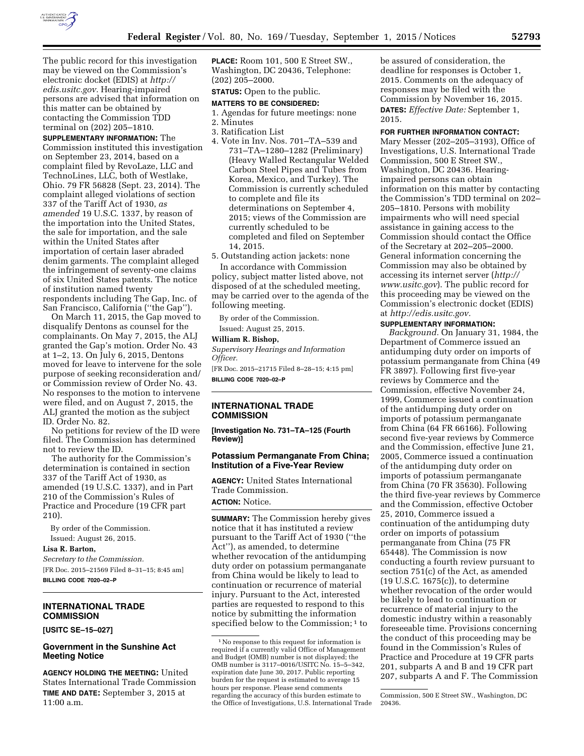The public record for this investigation may be viewed on the Commission's electronic docket (EDIS) at *http://edis.usitc.gov*. Hearing-impaired persons are advised that information on this matter can be obtained by contacting the Commission TDD terminal on (202) 205–1810.

**SUPPLEMENTARY INFORMATION:** The Commission instituted this investigation on September 23, 2014, based on a complaint filed by RevoLaze, LLC and TechnoLines, LLC, both of Westlake, Ohio. 79 FR 56828 (Sept. 23, 2014). The complaint alleged violations of section 337 of the Tariff Act of 1930, *as amended* 19 U.S.C. 1337, by reason of the importation into the United States, the sale for importation, and the sale within the United States after importation of certain laser abraded denim garments. The complaint alleged the infringement of seventy-one claims of six United States patents. The notice of institution named twenty respondents including The Gap, Inc. of San Francisco, California (''the Gap'').

On March 11, 2015, the Gap moved to disqualify Dentons as counsel for the complainants. On May 7, 2015, the ALJ granted the Gap's motion. Order No. 43 at 1–2, 13. On July 6, 2015, Dentons moved for leave to intervene for the sole purpose of seeking reconsideration and/or Commission review of Order No. 43. No responses to the motion to intervene were filed, and on August 7, 2015, the ALJ granted the motion as the subject ID. Order No. 82.

No petitions for review of the ID were filed. The Commission has determined not to review the ID.

The authority for the Commission's determination is contained in section 337 of the Tariff Act of 1930, as amended (19 U.S.C. 1337), and in Part 210 of the Commission's Rules of Practice and Procedure (19 CFR part 210).

By order of the Commission.

Issued: August 26, 2015.

**Lisa R. Barton,**

*Secretary to the Commission.*

[FR Doc. 2015–21569 Filed 8–31–15; 8:45 am]

**BILLING CODE 7020–02–P**

## INTERNATIONAL TRADE COMMISSION

**[USITC SE–15–027]**

### Government in the Sunshine Act Meeting Notice

**AGENCY HOLDING THE MEETING:** United States International Trade Commission

**TIME AND DATE:** September 3, 2015 at 11:00 a.m.

**PLACE:** Room 101, 500 E Street SW., Washington, DC 20436, Telephone: (202) 205–2000.

**STATUS:** Open to the public.

**MATTERS TO BE CONSIDERED:**

1. Agendas for future meetings: none
2. Minutes
3. Ratification List
4. Vote in Inv. Nos. 701–TA–539 and 731–TA–1280–1282 (Preliminary) (Heavy Walled Rectangular Welded Carbon Steel Pipes and Tubes from Korea, Mexico, and Turkey). The Commission is currently scheduled to complete and file its determinations on September 4, 2015; views of the Commission are currently scheduled to be completed and filed on September 14, 2015.
5. Outstanding action jackets: none

In accordance with Commission policy, subject matter listed above, not disposed of at the scheduled meeting, may be carried over to the agenda of the following meeting.

By order of the Commission.

Issued: August 25, 2015.

**William R. Bishop,**

*Supervisory Hearings and Information Officer.*

[FR Doc. 2015–21715 Filed 8–28–15; 4:15 pm]

**BILLING CODE 7020–02–P**

## INTERNATIONAL TRADE COMMISSION

**[Investigation No. 731–TA–125 (Fourth Review)]**

### Potassium Permanganate From China; Institution of a Five-Year Review

**AGENCY:** United States International Trade Commission.

**ACTION:** Notice.

**SUMMARY:** The Commission hereby gives notice that it has instituted a review pursuant to the Tariff Act of 1930 (''the Act''), as amended, to determine whether revocation of the antidumping duty order on potassium permanganate from China would be likely to lead to continuation or recurrence of material injury. Pursuant to the Act, interested parties are requested to respond to this notice by submitting the information specified below to the Commission; [1] to be assured of consideration, the deadline for responses is October 1, 2015. Comments on the adequacy of responses may be filed with the Commission by November 16, 2015.

**DATES:** *Effective Date:* September 1, 2015.

**FOR FURTHER INFORMATION CONTACT:** Mary Messer (202–205–3193), Office of Investigations, U.S. International Trade Commission, 500 E Street SW., Washington, DC 20436. Hearing-impaired persons can obtain information on this matter by contacting the Commission's TDD terminal on 202–205–1810. Persons with mobility impairments who will need special assistance in gaining access to the Commission should contact the Office of the Secretary at 202–205–2000. General information concerning the Commission may also be obtained by accessing its internet server (*http://www.usitc.gov*). The public record for this proceeding may be viewed on the Commission's electronic docket (EDIS) at *http://edis.usitc.gov.*

**SUPPLEMENTARY INFORMATION:**

*Background.* On January 31, 1984, the Department of Commerce issued an antidumping duty order on imports of potassium permanganate from China (49 FR 3897). Following first five-year reviews by Commerce and the Commission, effective November 24, 1999, Commerce issued a continuation of the antidumping duty order on imports of potassium permanganate from China (64 FR 66166). Following second five-year reviews by Commerce and the Commission, effective June 21, 2005, Commerce issued a continuation of the antidumping duty order on imports of potassium permanganate from China (70 FR 35630). Following the third five-year reviews by Commerce and the Commission, effective October 25, 2010, Commerce issued a continuation of the antidumping duty order on imports of potassium permanganate from China (75 FR 65448). The Commission is now conducting a fourth review pursuant to section 751(c) of the Act, as amended (19 U.S.C. 1675(c)), to determine whether revocation of the order would be likely to lead to continuation or recurrence of material injury to the domestic industry within a reasonably foreseeable time. Provisions concerning the conduct of this proceeding may be found in the Commission's Rules of Practice and Procedure at 19 CFR parts 201, subparts A and B and 19 CFR part 207, subparts A and F. The Commission

---

[1] No response to this request for information is required if a currently valid Office of Management and Budget (OMB) number is not displayed; the OMB number is 3117–0016/USITC No. 15–5–342, expiration date June 30, 2017. Public reporting burden for the request is estimated to average 15 hours per response. Please send comments regarding the accuracy of this burden estimate to the Office of Investigations, U.S. International Trade Commission, 500 E Street SW., Washington, DC 20436.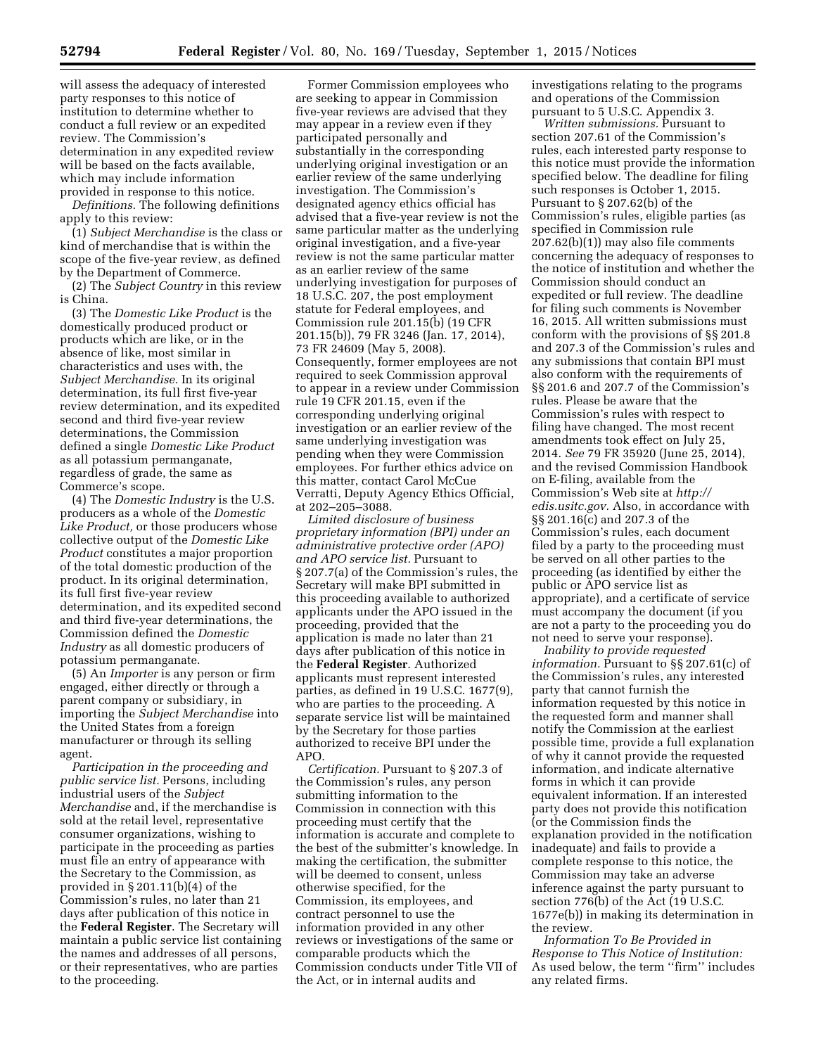will assess the adequacy of interested party responses to this notice of institution to determine whether to conduct a full review or an expedited review. The Commission's determination in any expedited review will be based on the facts available, which may include information provided in response to this notice.

*Definitions.* The following definitions apply to this review:

(1) *Subject Merchandise* is the class or kind of merchandise that is within the scope of the five-year review, as defined by the Department of Commerce.

(2) The *Subject Country* in this review is China.

(3) The *Domestic Like Product* is the domestically produced product or products which are like, or in the absence of like, most similar in characteristics and uses with, the *Subject Merchandise.* In its original determination, its full first five-year review determination, and its expedited second and third five-year review determinations, the Commission defined a single *Domestic Like Product* as all potassium permanganate, regardless of grade, the same as Commerce's scope.

(4) The *Domestic Industry* is the U.S. producers as a whole of the *Domestic Like Product,* or those producers whose collective output of the *Domestic Like Product* constitutes a major proportion of the total domestic production of the product. In its original determination, its full first five-year review determination, and its expedited second and third five-year determinations, the Commission defined the *Domestic Industry* as all domestic producers of potassium permanganate.

(5) An *Importer* is any person or firm engaged, either directly or through a parent company or subsidiary, in importing the *Subject Merchandise* into the United States from a foreign manufacturer or through its selling agent.

*Participation in the proceeding and public service list.* Persons, including industrial users of the *Subject Merchandise* and, if the merchandise is sold at the retail level, representative consumer organizations, wishing to participate in the proceeding as parties must file an entry of appearance with the Secretary to the Commission, as provided in § 201.11(b)(4) of the Commission's rules, no later than 21 days after publication of this notice in the **Federal Register**. The Secretary will maintain a public service list containing the names and addresses of all persons, or their representatives, who are parties to the proceeding.

Former Commission employees who are seeking to appear in Commission five-year reviews are advised that they may appear in a review even if they participated personally and substantially in the corresponding underlying original investigation or an earlier review of the same underlying investigation. The Commission's designated agency ethics official has advised that a five-year review is not the same particular matter as the underlying original investigation, and a five-year review is not the same particular matter as an earlier review of the same underlying investigation for purposes of 18 U.S.C. 207, the post employment statute for Federal employees, and Commission rule 201.15(b) (19 CFR 201.15(b)), 79 FR 3246 (Jan. 17, 2014), 73 FR 24609 (May 5, 2008). Consequently, former employees are not required to seek Commission approval to appear in a review under Commission rule 19 CFR 201.15, even if the corresponding underlying original investigation or an earlier review of the same underlying investigation was pending when they were Commission employees. For further ethics advice on this matter, contact Carol McCue Verratti, Deputy Agency Ethics Official, at 202–205–3088.

*Limited disclosure of business proprietary information (BPI) under an administrative protective order (APO) and APO service list.* Pursuant to § 207.7(a) of the Commission's rules, the Secretary will make BPI submitted in this proceeding available to authorized applicants under the APO issued in the proceeding, provided that the application is made no later than 21 days after publication of this notice in the **Federal Register**. Authorized applicants must represent interested parties, as defined in 19 U.S.C. 1677(9), who are parties to the proceeding. A separate service list will be maintained by the Secretary for those parties authorized to receive BPI under the APO.

*Certification.* Pursuant to § 207.3 of the Commission's rules, any person submitting information to the Commission in connection with this proceeding must certify that the information is accurate and complete to the best of the submitter's knowledge. In making the certification, the submitter will be deemed to consent, unless otherwise specified, for the Commission, its employees, and contract personnel to use the information provided in any other reviews or investigations of the same or comparable products which the Commission conducts under Title VII of the Act, or in internal audits and investigations relating to the programs and operations of the Commission pursuant to 5 U.S.C. Appendix 3.

*Written submissions.* Pursuant to section 207.61 of the Commission's rules, each interested party response to this notice must provide the information specified below. The deadline for filing such responses is October 1, 2015. Pursuant to § 207.62(b) of the Commission's rules, eligible parties (as specified in Commission rule 207.62(b)(1)) may also file comments concerning the adequacy of responses to the notice of institution and whether the Commission should conduct an expedited or full review. The deadline for filing such comments is November 16, 2015. All written submissions must conform with the provisions of §§ 201.8 and 207.3 of the Commission's rules and any submissions that contain BPI must also conform with the requirements of §§ 201.6 and 207.7 of the Commission's rules. Please be aware that the Commission's rules with respect to filing have changed. The most recent amendments took effect on July 25, 2014. *See* 79 FR 35920 (June 25, 2014), and the revised Commission Handbook on E-filing, available from the Commission's Web site at *http://edis.usitc.gov.* Also, in accordance with §§ 201.16(c) and 207.3 of the Commission's rules, each document filed by a party to the proceeding must be served on all other parties to the proceeding (as identified by either the public or APO service list as appropriate), and a certificate of service must accompany the document (if you are not a party to the proceeding you do not need to serve your response).

*Inability to provide requested information.* Pursuant to §§ 207.61(c) of the Commission's rules, any interested party that cannot furnish the information requested by this notice in the requested form and manner shall notify the Commission at the earliest possible time, provide a full explanation of why it cannot provide the requested information, and indicate alternative forms in which it can provide equivalent information. If an interested party does not provide this notification (or the Commission finds the explanation provided in the notification inadequate) and fails to provide a complete response to this notice, the Commission may take an adverse inference against the party pursuant to section 776(b) of the Act (19 U.S.C. 1677e(b)) in making its determination in the review.

*Information To Be Provided in Response to This Notice of Institution:* As used below, the term "firm" includes any related firms.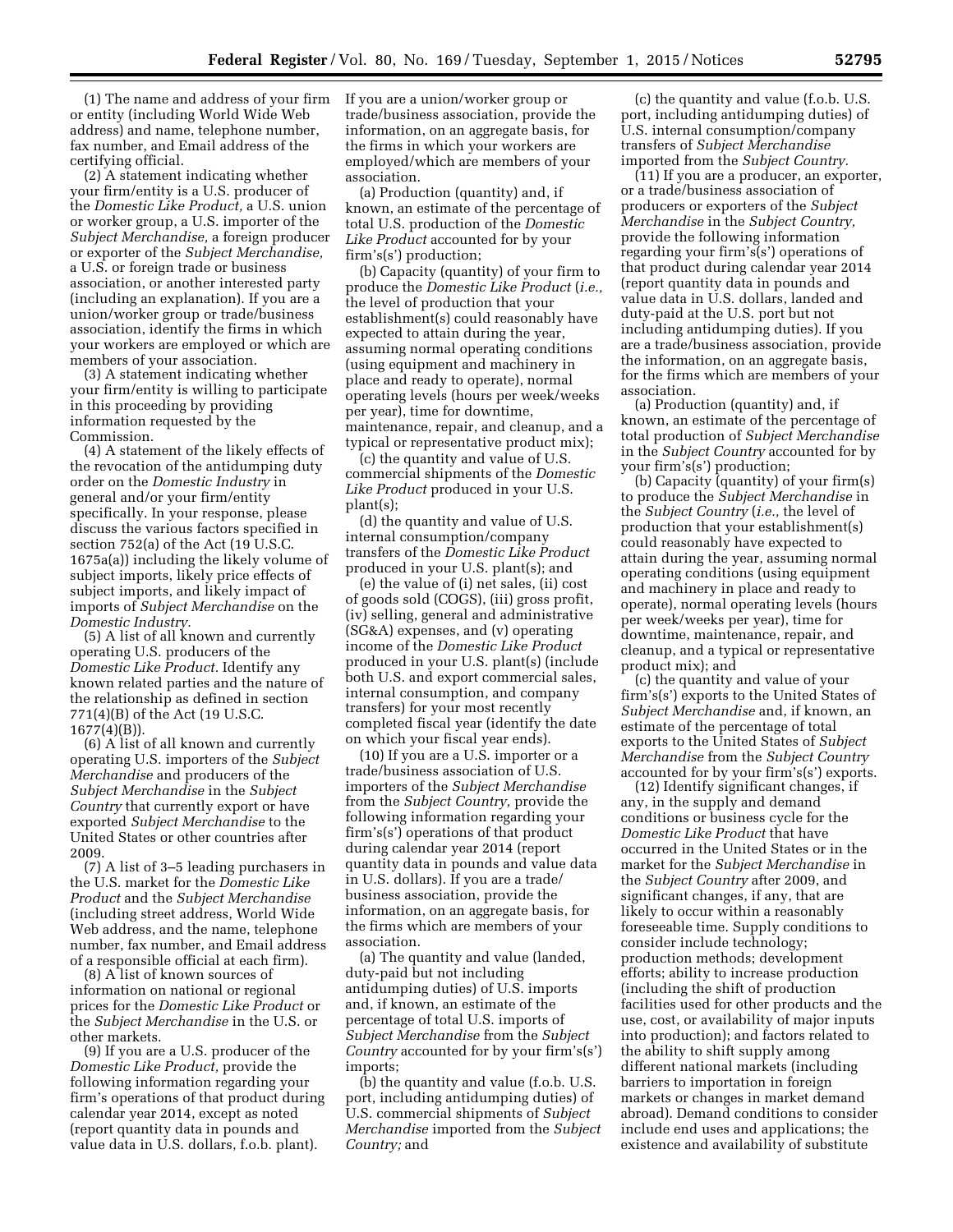(1) The name and address of your firm or entity (including World Wide Web address) and name, telephone number, fax number, and Email address of the certifying official.

(2) A statement indicating whether your firm/entity is a U.S. producer of the *Domestic Like Product,* a U.S. union or worker group, a U.S. importer of the *Subject Merchandise,* a foreign producer or exporter of the *Subject Merchandise,* a U.S. or foreign trade or business association, or another interested party (including an explanation). If you are a union/worker group or trade/business association, identify the firms in which your workers are employed or which are members of your association.

(3) A statement indicating whether your firm/entity is willing to participate in this proceeding by providing information requested by the Commission.

(4) A statement of the likely effects of the revocation of the antidumping duty order on the *Domestic Industry* in general and/or your firm/entity specifically. In your response, please discuss the various factors specified in section 752(a) of the Act (19 U.S.C. 1675a(a)) including the likely volume of subject imports, likely price effects of subject imports, and likely impact of imports of *Subject Merchandise* on the *Domestic Industry.*

(5) A list of all known and currently operating U.S. producers of the *Domestic Like Product.* Identify any known related parties and the nature of the relationship as defined in section 771(4)(B) of the Act (19 U.S.C. 1677(4)(B)).

(6) A list of all known and currently operating U.S. importers of the *Subject Merchandise* and producers of the *Subject Merchandise* in the *Subject Country* that currently export or have exported *Subject Merchandise* to the United States or other countries after 2009.

(7) A list of 3–5 leading purchasers in the U.S. market for the *Domestic Like Product* and the *Subject Merchandise* (including street address, World Wide Web address, and the name, telephone number, fax number, and Email address of a responsible official at each firm).

(8) A list of known sources of information on national or regional prices for the *Domestic Like Product* or the *Subject Merchandise* in the U.S. or other markets.

(9) If you are a U.S. producer of the *Domestic Like Product,* provide the following information regarding your firm's operations of that product during calendar year 2014, except as noted (report quantity data in pounds and value data in U.S. dollars, f.o.b. plant). If you are a union/worker group or trade/business association, provide the information, on an aggregate basis, for the firms in which your workers are employed/which are members of your association.

(a) Production (quantity) and, if known, an estimate of the percentage of total U.S. production of the *Domestic Like Product* accounted for by your firm's(s') production;

(b) Capacity (quantity) of your firm to produce the *Domestic Like Product* (*i.e.,* the level of production that your establishment(s) could reasonably have expected to attain during the year, assuming normal operating conditions (using equipment and machinery in place and ready to operate), normal operating levels (hours per week/weeks per year), time for downtime, maintenance, repair, and cleanup, and a typical or representative product mix);

(c) the quantity and value of U.S. commercial shipments of the *Domestic Like Product* produced in your U.S. plant(s);

(d) the quantity and value of U.S. internal consumption/company transfers of the *Domestic Like Product* produced in your U.S. plant(s); and

(e) the value of (i) net sales, (ii) cost of goods sold (COGS), (iii) gross profit, (iv) selling, general and administrative (SG&A) expenses, and (v) operating income of the *Domestic Like Product* produced in your U.S. plant(s) (include both U.S. and export commercial sales, internal consumption, and company transfers) for your most recently completed fiscal year (identify the date on which your fiscal year ends).

(10) If you are a U.S. importer or a trade/business association of U.S. importers of the *Subject Merchandise* from the *Subject Country,* provide the following information regarding your firm's(s') operations of that product during calendar year 2014 (report quantity data in pounds and value data in U.S. dollars). If you are a trade/business association, provide the information, on an aggregate basis, for the firms which are members of your association.

(a) The quantity and value (landed, duty-paid but not including antidumping duties) of U.S. imports and, if known, an estimate of the percentage of total U.S. imports of *Subject Merchandise* from the *Subject Country* accounted for by your firm's(s') imports;

(b) the quantity and value (f.o.b. U.S. port, including antidumping duties) of U.S. commercial shipments of *Subject Merchandise* imported from the *Subject Country;* and

(c) the quantity and value (f.o.b. U.S. port, including antidumping duties) of U.S. internal consumption/company transfers of *Subject Merchandise* imported from the *Subject Country.*

(11) If you are a producer, an exporter, or a trade/business association of producers or exporters of the *Subject Merchandise* in the *Subject Country,* provide the following information regarding your firm's(s') operations of that product during calendar year 2014 (report quantity data in pounds and value data in U.S. dollars, landed and duty-paid at the U.S. port but not including antidumping duties). If you are a trade/business association, provide the information, on an aggregate basis, for the firms which are members of your association.

(a) Production (quantity) and, if known, an estimate of the percentage of total production of *Subject Merchandise* in the *Subject Country* accounted for by your firm's(s') production;

(b) Capacity (quantity) of your firm(s) to produce the *Subject Merchandise* in the *Subject Country* (*i.e.,* the level of production that your establishment(s) could reasonably have expected to attain during the year, assuming normal operating conditions (using equipment and machinery in place and ready to operate), normal operating levels (hours per week/weeks per year), time for downtime, maintenance, repair, and cleanup, and a typical or representative product mix); and

(c) the quantity and value of your firm's(s') exports to the United States of *Subject Merchandise* and, if known, an estimate of the percentage of total exports to the United States of *Subject Merchandise* from the *Subject Country* accounted for by your firm's(s') exports.

(12) Identify significant changes, if any, in the supply and demand conditions or business cycle for the *Domestic Like Product* that have occurred in the United States or in the market for the *Subject Merchandise* in the *Subject Country* after 2009, and significant changes, if any, that are likely to occur within a reasonably foreseeable time. Supply conditions to consider include technology; production methods; development efforts; ability to increase production (including the shift of production facilities used for other products and the use, cost, or availability of major inputs into production); and factors related to the ability to shift supply among different national markets (including barriers to importation in foreign markets or changes in market demand abroad). Demand conditions to consider include end uses and applications; the existence and availability of substitute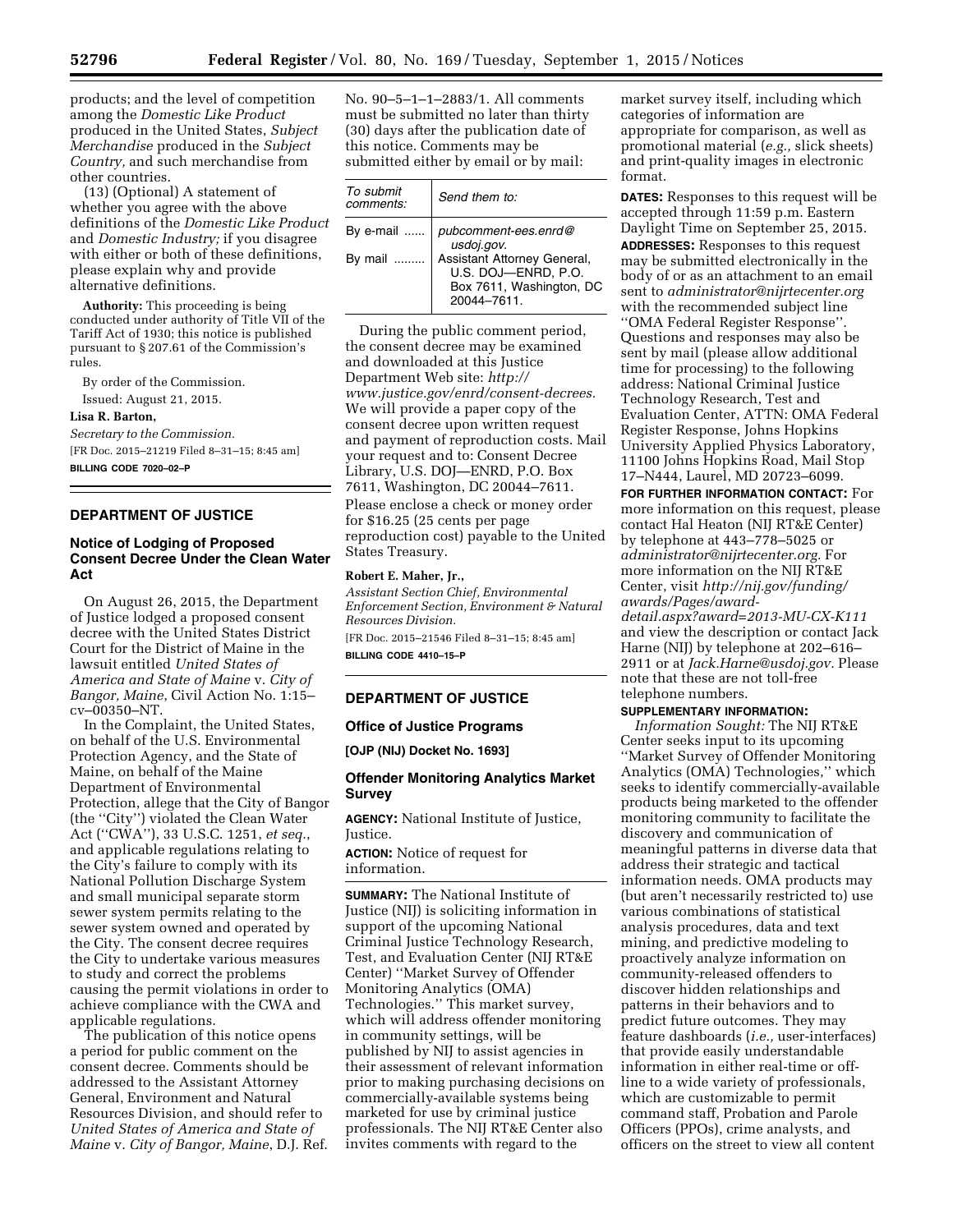products; and the level of competition among the *Domestic Like Product* produced in the United States, *Subject Merchandise* produced in the *Subject Country,* and such merchandise from other countries.

(13) (Optional) A statement of whether you agree with the above definitions of the *Domestic Like Product* and *Domestic Industry;* if you disagree with either or both of these definitions, please explain why and provide alternative definitions.

**Authority:** This proceeding is being conducted under authority of Title VII of the Tariff Act of 1930; this notice is published pursuant to § 207.61 of the Commission's rules.

By order of the Commission.

Issued: August 21, 2015.

**Lisa R. Barton,**

*Secretary to the Commission.*

[FR Doc. 2015–21219 Filed 8–31–15; 8:45 am]

**BILLING CODE 7020–02–P**

## DEPARTMENT OF JUSTICE

### Notice of Lodging of Proposed Consent Decree Under the Clean Water Act

On August 26, 2015, the Department of Justice lodged a proposed consent decree with the United States District Court for the District of Maine in the lawsuit entitled *United States of America and State of Maine* v. *City of Bangor, Maine*, Civil Action No. 1:15–cv–00350–NT.

In the Complaint, the United States, on behalf of the U.S. Environmental Protection Agency, and the State of Maine, on behalf of the Maine Department of Environmental Protection, allege that the City of Bangor (the ''City'') violated the Clean Water Act (''CWA''), 33 U.S.C. 1251, *et seq.*, and applicable regulations relating to the City's failure to comply with its National Pollution Discharge System and small municipal separate storm sewer system permits relating to the sewer system owned and operated by the City. The consent decree requires the City to undertake various measures to study and correct the problems causing the permit violations in order to achieve compliance with the CWA and applicable regulations.

The publication of this notice opens a period for public comment on the consent decree. Comments should be addressed to the Assistant Attorney General, Environment and Natural Resources Division, and should refer to *United States of America and State of Maine* v. *City of Bangor, Maine*, D.J. Ref. No. 90–5–1–1–2883/1. All comments must be submitted no later than thirty (30) days after the publication date of this notice. Comments may be submitted either by email or by mail:

| To submit comments: | Send them to: |
|---|---|
| By e-mail ...... | *pubcomment-ees.enrd@usdoj.gov.* |
| By mail ......... | Assistant Attorney General, U.S. DOJ—ENRD, P.O. Box 7611, Washington, DC 20044–7611. |

During the public comment period, the consent decree may be examined and downloaded at this Justice Department Web site: *http://www.justice.gov/enrd/consent-decrees.* We will provide a paper copy of the consent decree upon written request and payment of reproduction costs. Mail your request and to: Consent Decree Library, U.S. DOJ—ENRD, P.O. Box 7611, Washington, DC 20044–7611.

Please enclose a check or money order for $16.25 (25 cents per page reproduction cost) payable to the United States Treasury.

**Robert E. Maher, Jr.,**

*Assistant Section Chief, Environmental Enforcement Section, Environment & Natural Resources Division.*

[FR Doc. 2015–21546 Filed 8–31–15; 8:45 am]

**BILLING CODE 4410–15–P**

## DEPARTMENT OF JUSTICE

### Office of Justice Programs

**[OJP (NIJ) Docket No. 1693]**

### Offender Monitoring Analytics Market Survey

**AGENCY:** National Institute of Justice, Justice.

**ACTION:** Notice of request for information.

**SUMMARY:** The National Institute of Justice (NIJ) is soliciting information in support of the upcoming National Criminal Justice Technology Research, Test, and Evaluation Center (NIJ RT&E Center) ''Market Survey of Offender Monitoring Analytics (OMA) Technologies.'' This market survey, which will address offender monitoring in community settings, will be published by NIJ to assist agencies in their assessment of relevant information prior to making purchasing decisions on commercially-available systems being marketed for use by criminal justice professionals. The NIJ RT&E Center also invites comments with regard to the market survey itself, including which categories of information are appropriate for comparison, as well as promotional material (*e.g.,* slick sheets) and print-quality images in electronic format.

**DATES:** Responses to this request will be accepted through 11:59 p.m. Eastern Daylight Time on September 25, 2015.

**ADDRESSES:** Responses to this request may be submitted electronically in the body of or as an attachment to an email sent to *administrator@nijrtecenter.org* with the recommended subject line ''OMA Federal Register Response''. Questions and responses may also be sent by mail (please allow additional time for processing) to the following address: National Criminal Justice Technology Research, Test and Evaluation Center, ATTN: OMA Federal Register Response, Johns Hopkins University Applied Physics Laboratory, 11100 Johns Hopkins Road, Mail Stop 17–N444, Laurel, MD 20723–6099.

**FOR FURTHER INFORMATION CONTACT:** For more information on this request, please contact Hal Heaton (NIJ RT&E Center) by telephone at 443–778–5025 or *administrator@nijrtecenter.org.* For more information on the NIJ RT&E Center, visit *http://nij.gov/funding/awards/Pages/award-detail.aspx?award=2013-MU-CX-K111* and view the description or contact Jack Harne (NIJ) by telephone at 202–616–2911 or at *Jack.Harne@usdoj.gov.* Please note that these are not toll-free telephone numbers.

**SUPPLEMENTARY INFORMATION:**

*Information Sought:* The NIJ RT&E Center seeks input to its upcoming ''Market Survey of Offender Monitoring Analytics (OMA) Technologies,'' which seeks to identify commercially-available products being marketed to the offender monitoring community to facilitate the discovery and communication of meaningful patterns in diverse data that address their strategic and tactical information needs. OMA products may (but aren't necessarily restricted to) use various combinations of statistical analysis procedures, data and text mining, and predictive modeling to proactively analyze information on community-released offenders to discover hidden relationships and patterns in their behaviors and to predict future outcomes. They may feature dashboards (*i.e.,* user-interfaces) that provide easily understandable information in either real-time or off-line to a wide variety of professionals, which are customizable to permit command staff, Probation and Parole Officers (PPOs), crime analysts, and officers on the street to view all content